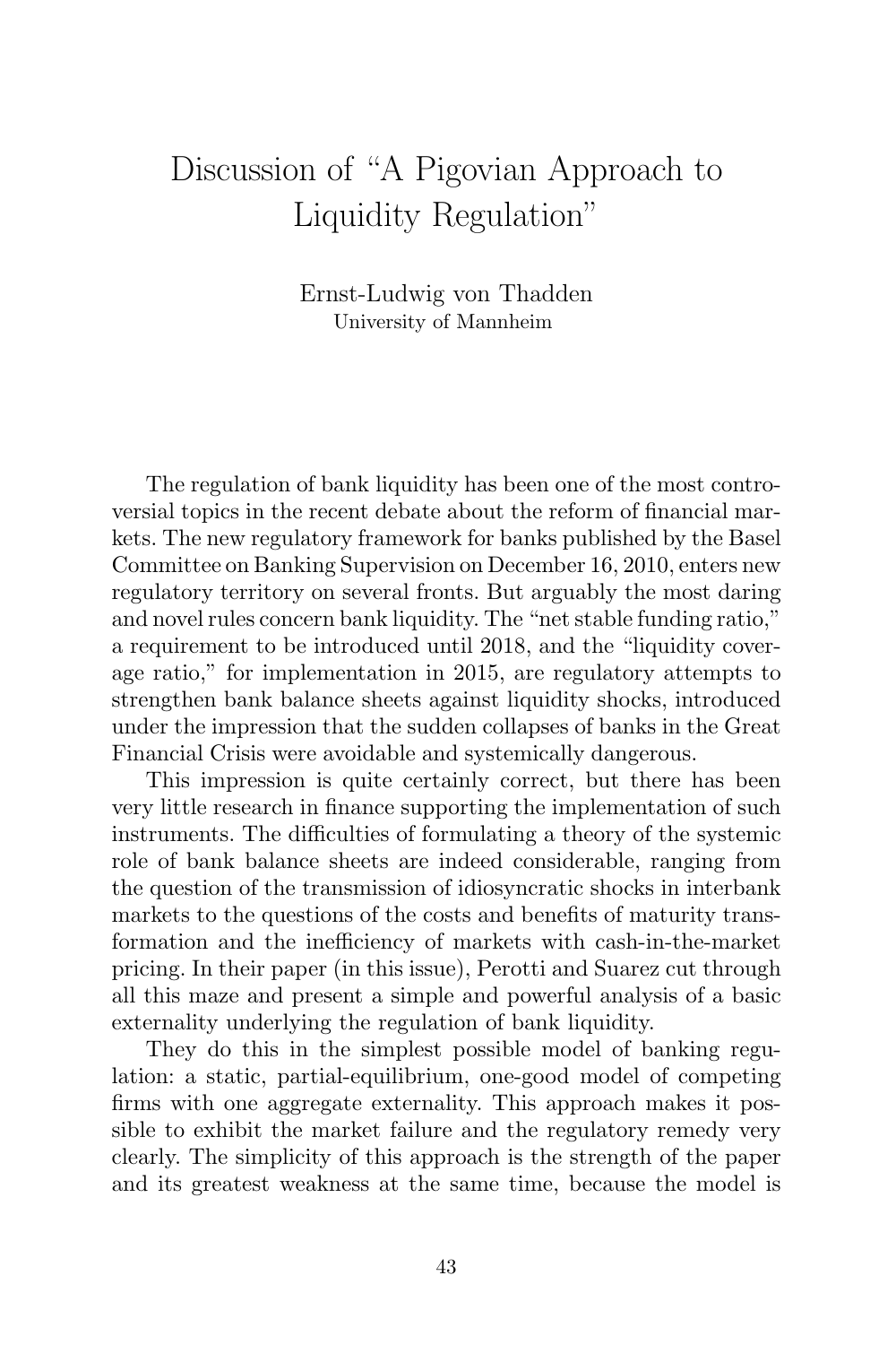# Discussion of "A Pigovian Approach to Liquidity Regulation"

Ernst-Ludwig von Thadden
University of Mannheim

The regulation of bank liquidity has been one of the most controversial topics in the recent debate about the reform of financial markets. The new regulatory framework for banks published by the Basel Committee on Banking Supervision on December 16, 2010, enters new regulatory territory on several fronts. But arguably the most daring and novel rules concern bank liquidity. The "net stable funding ratio," a requirement to be introduced until 2018, and the "liquidity coverage ratio," for implementation in 2015, are regulatory attempts to strengthen bank balance sheets against liquidity shocks, introduced under the impression that the sudden collapses of banks in the Great Financial Crisis were avoidable and systemically dangerous.

This impression is quite certainly correct, but there has been very little research in finance supporting the implementation of such instruments. The difficulties of formulating a theory of the systemic role of bank balance sheets are indeed considerable, ranging from the question of the transmission of idiosyncratic shocks in interbank markets to the questions of the costs and benefits of maturity transformation and the inefficiency of markets with cash-in-the-market pricing. In their paper (in this issue), Perotti and Suarez cut through all this maze and present a simple and powerful analysis of a basic externality underlying the regulation of bank liquidity.

They do this in the simplest possible model of banking regulation: a static, partial-equilibrium, one-good model of competing firms with one aggregate externality. This approach makes it possible to exhibit the market failure and the regulatory remedy very clearly. The simplicity of this approach is the strength of the paper and its greatest weakness at the same time, because the model is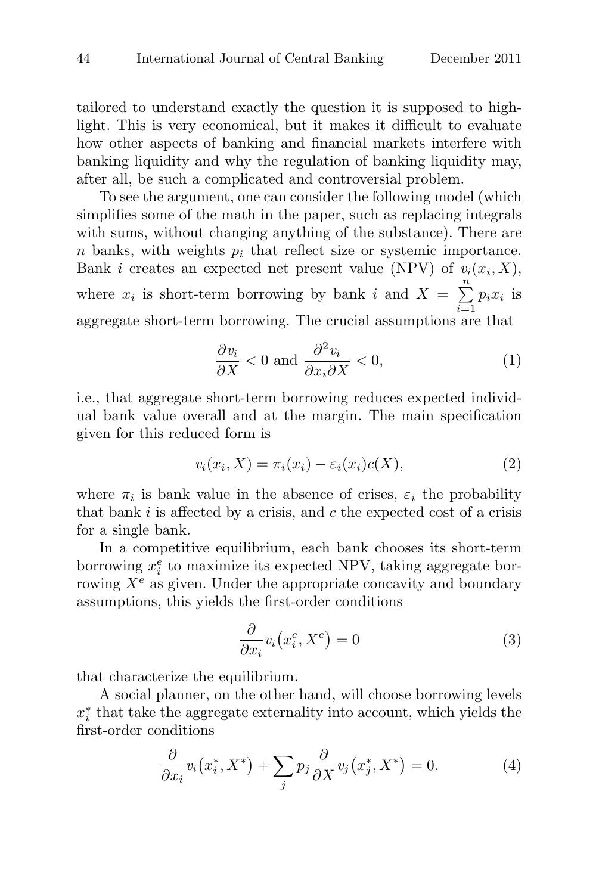tailored to understand exactly the question it is supposed to highlight. This is very economical, but it makes it difficult to evaluate how other aspects of banking and financial markets interfere with banking liquidity and why the regulation of banking liquidity may, after all, be such a complicated and controversial problem.

To see the argument, one can consider the following model (which simplifies some of the math in the paper, such as replacing integrals with sums, without changing anything of the substance). There are $n$ banks, with weights $p_i$ that reflect size or systemic importance. Bank $i$ creates an expected net present value (NPV) of $v_i(x_i, X)$, where $x_i$ is short-term borrowing by bank $i$ and $X = \sum_{i=1}^{n} p_i x_i$ is aggregate short-term borrowing. The crucial assumptions are that

$$\frac{\partial v_i}{\partial X} < 0 \text{ and } \frac{\partial^2 v_i}{\partial x_i \partial X} < 0, \tag{1}$$

i.e., that aggregate short-term borrowing reduces expected individual bank value overall and at the margin. The main specification given for this reduced form is

$$v_i(x_i, X) = \pi_i(x_i) - \varepsilon_i(x_i)c(X), \tag{2}$$

where $\pi_i$ is bank value in the absence of crises, $\varepsilon_i$ the probability that bank $i$ is affected by a crisis, and $c$ the expected cost of a crisis for a single bank.

In a competitive equilibrium, each bank chooses its short-term borrowing $x_i^e$ to maximize its expected NPV, taking aggregate borrowing $X^e$ as given. Under the appropriate concavity and boundary assumptions, this yields the first-order conditions

$$\frac{\partial}{\partial x_i} v_i\left(x_i^e, X^e\right) = 0 \tag{3}$$

that characterize the equilibrium.

A social planner, on the other hand, will choose borrowing levels $x_i^*$ that take the aggregate externality into account, which yields the first-order conditions

$$\frac{\partial}{\partial x_i} v_i\left(x_i^*, X^*\right) + \sum_j p_j \frac{\partial}{\partial X} v_j\left(x_j^*, X^*\right) = 0. \tag{4}$$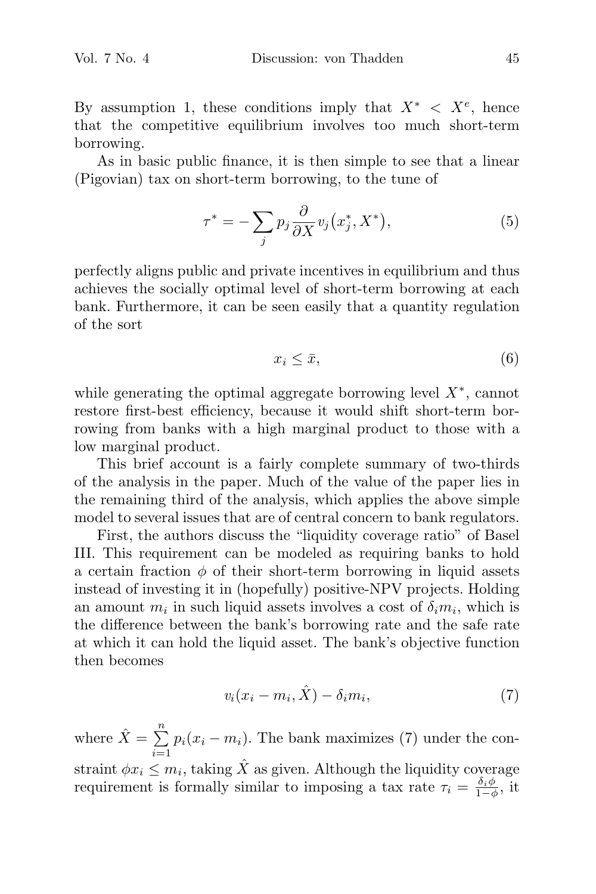By assumption 1, these conditions imply that $X^* < X^e$, hence that the competitive equilibrium involves too much short-term borrowing.

As in basic public finance, it is then simple to see that a linear (Pigovian) tax on short-term borrowing, to the tune of

$$\tau^* = -\sum_j p_j \frac{\partial}{\partial X} v_j\big(x_j^*, X^*\big), \tag{5}$$

perfectly aligns public and private incentives in equilibrium and thus achieves the socially optimal level of short-term borrowing at each bank. Furthermore, it can be seen easily that a quantity regulation of the sort

$$x_i \leq \bar{x}, \tag{6}$$

while generating the optimal aggregate borrowing level $X^*$, cannot restore first-best efficiency, because it would shift short-term borrowing from banks with a high marginal product to those with a low marginal product.

This brief account is a fairly complete summary of two-thirds of the analysis in the paper. Much of the value of the paper lies in the remaining third of the analysis, which applies the above simple model to several issues that are of central concern to bank regulators.

First, the authors discuss the "liquidity coverage ratio" of Basel III. This requirement can be modeled as requiring banks to hold a certain fraction $\phi$ of their short-term borrowing in liquid assets instead of investing it in (hopefully) positive-NPV projects. Holding an amount $m_i$ in such liquid assets involves a cost of $\delta_i m_i$, which is the difference between the bank's borrowing rate and the safe rate at which it can hold the liquid asset. The bank's objective function then becomes

$$v_i(x_i - m_i, \hat{X}) - \delta_i m_i, \tag{7}$$

where $\hat{X} = \sum_{i=1}^{n} p_i(x_i - m_i)$. The bank maximizes (7) under the constraint $\phi x_i \leq m_i$, taking $\hat{X}$ as given. Although the liquidity coverage requirement is formally similar to imposing a tax rate $\tau_i = \frac{\delta_i \phi}{1-\phi}$, it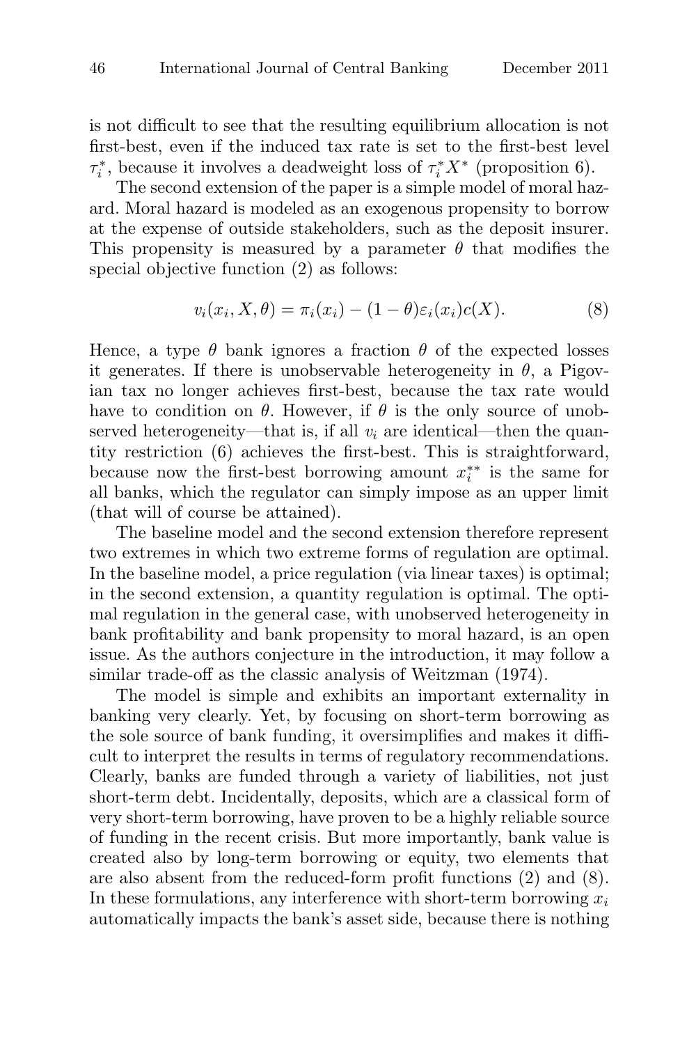is not difficult to see that the resulting equilibrium allocation is not first-best, even if the induced tax rate is set to the first-best level $\tau_i^*$, because it involves a deadweight loss of $\tau_i^* X^*$ (proposition 6).

The second extension of the paper is a simple model of moral hazard. Moral hazard is modeled as an exogenous propensity to borrow at the expense of outside stakeholders, such as the deposit insurer. This propensity is measured by a parameter $\theta$ that modifies the special objective function (2) as follows:

$$v_i(x_i, X, \theta) = \pi_i(x_i) - (1 - \theta)\varepsilon_i(x_i)c(X). \tag{8}$$

Hence, a type $\theta$ bank ignores a fraction $\theta$ of the expected losses it generates. If there is unobservable heterogeneity in $\theta$, a Pigovian tax no longer achieves first-best, because the tax rate would have to condition on $\theta$. However, if $\theta$ is the only source of unobserved heterogeneity—that is, if all $v_i$ are identical—then the quantity restriction (6) achieves the first-best. This is straightforward, because now the first-best borrowing amount $x_i^{**}$ is the same for all banks, which the regulator can simply impose as an upper limit (that will of course be attained).

The baseline model and the second extension therefore represent two extremes in which two extreme forms of regulation are optimal. In the baseline model, a price regulation (via linear taxes) is optimal; in the second extension, a quantity regulation is optimal. The optimal regulation in the general case, with unobserved heterogeneity in bank profitability and bank propensity to moral hazard, is an open issue. As the authors conjecture in the introduction, it may follow a similar trade-off as the classic analysis of Weitzman (1974).

The model is simple and exhibits an important externality in banking very clearly. Yet, by focusing on short-term borrowing as the sole source of bank funding, it oversimplifies and makes it difficult to interpret the results in terms of regulatory recommendations. Clearly, banks are funded through a variety of liabilities, not just short-term debt. Incidentally, deposits, which are a classical form of very short-term borrowing, have proven to be a highly reliable source of funding in the recent crisis. But more importantly, bank value is created also by long-term borrowing or equity, two elements that are also absent from the reduced-form profit functions (2) and (8). In these formulations, any interference with short-term borrowing $x_i$ automatically impacts the bank's asset side, because there is nothing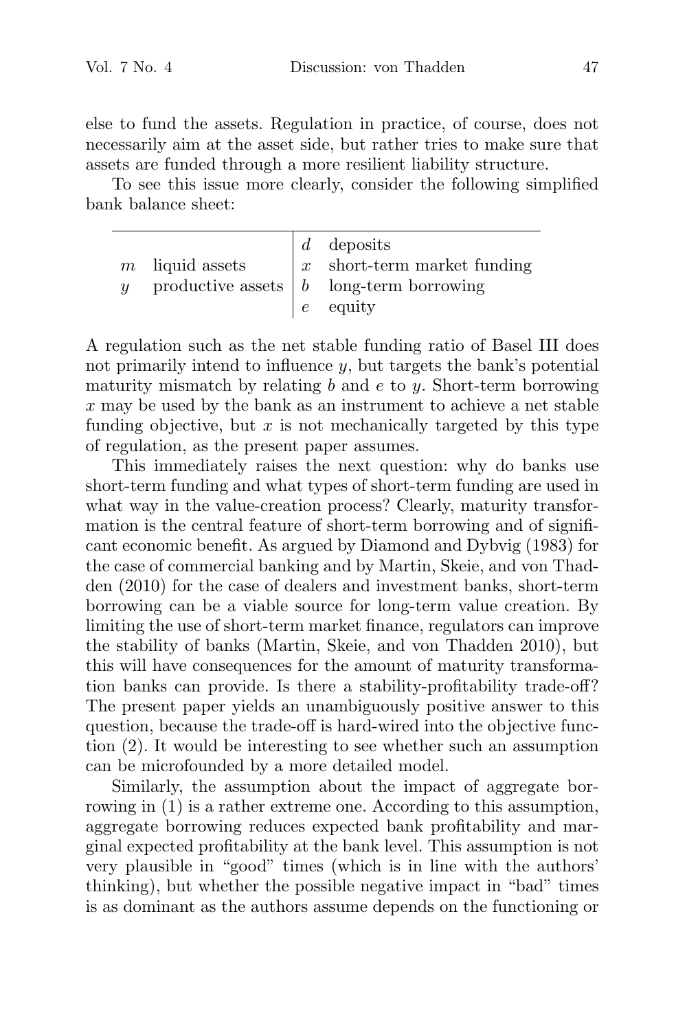else to fund the assets. Regulation in practice, of course, does not necessarily aim at the asset side, but rather tries to make sure that assets are funded through a more resilient liability structure.

To see this issue more clearly, consider the following simplified bank balance sheet:

| | | | |
|---|---|---|---|
| | | $d$ | deposits |
| $m$ | liquid assets | $x$ | short-term market funding |
| $y$ | productive assets | $b$ | long-term borrowing |
| | | $e$ | equity |

A regulation such as the net stable funding ratio of Basel III does not primarily intend to influence $y$, but targets the bank's potential maturity mismatch by relating $b$ and $e$ to $y$. Short-term borrowing $x$ may be used by the bank as an instrument to achieve a net stable funding objective, but $x$ is not mechanically targeted by this type of regulation, as the present paper assumes.

This immediately raises the next question: why do banks use short-term funding and what types of short-term funding are used in what way in the value-creation process? Clearly, maturity transformation is the central feature of short-term borrowing and of significant economic benefit. As argued by Diamond and Dybvig (1983) for the case of commercial banking and by Martin, Skeie, and von Thadden (2010) for the case of dealers and investment banks, short-term borrowing can be a viable source for long-term value creation. By limiting the use of short-term market finance, regulators can improve the stability of banks (Martin, Skeie, and von Thadden 2010), but this will have consequences for the amount of maturity transformation banks can provide. Is there a stability-profitability trade-off? The present paper yields an unambiguously positive answer to this question, because the trade-off is hard-wired into the objective function (2). It would be interesting to see whether such an assumption can be microfounded by a more detailed model.

Similarly, the assumption about the impact of aggregate borrowing in (1) is a rather extreme one. According to this assumption, aggregate borrowing reduces expected bank profitability and marginal expected profitability at the bank level. This assumption is not very plausible in "good" times (which is in line with the authors' thinking), but whether the possible negative impact in "bad" times is as dominant as the authors assume depends on the functioning or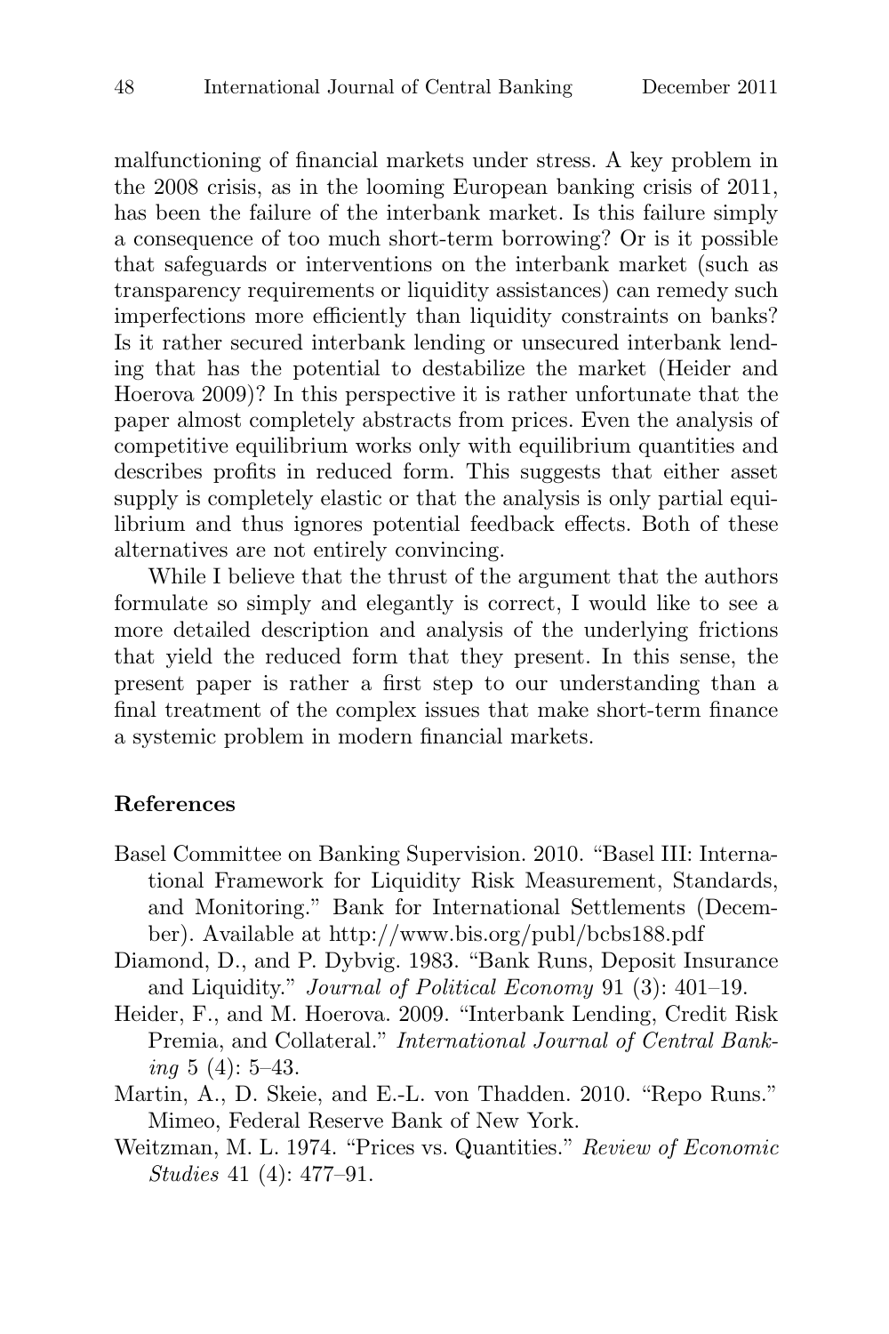malfunctioning of financial markets under stress. A key problem in the 2008 crisis, as in the looming European banking crisis of 2011, has been the failure of the interbank market. Is this failure simply a consequence of too much short-term borrowing? Or is it possible that safeguards or interventions on the interbank market (such as transparency requirements or liquidity assistances) can remedy such imperfections more efficiently than liquidity constraints on banks? Is it rather secured interbank lending or unsecured interbank lending that has the potential to destabilize the market (Heider and Hoerova 2009)? In this perspective it is rather unfortunate that the paper almost completely abstracts from prices. Even the analysis of competitive equilibrium works only with equilibrium quantities and describes profits in reduced form. This suggests that either asset supply is completely elastic or that the analysis is only partial equilibrium and thus ignores potential feedback effects. Both of these alternatives are not entirely convincing.

While I believe that the thrust of the argument that the authors formulate so simply and elegantly is correct, I would like to see a more detailed description and analysis of the underlying frictions that yield the reduced form that they present. In this sense, the present paper is rather a first step to our understanding than a final treatment of the complex issues that make short-term finance a systemic problem in modern financial markets.

## References

- Basel Committee on Banking Supervision. 2010. "Basel III: International Framework for Liquidity Risk Measurement, Standards, and Monitoring." Bank for International Settlements (December). Available at http://www.bis.org/publ/bcbs188.pdf
- Diamond, D., and P. Dybvig. 1983. "Bank Runs, Deposit Insurance and Liquidity." *Journal of Political Economy* 91 (3): 401–19.
- Heider, F., and M. Hoerova. 2009. "Interbank Lending, Credit Risk Premia, and Collateral." *International Journal of Central Banking* 5 (4): 5–43.
- Martin, A., D. Skeie, and E.-L. von Thadden. 2010. "Repo Runs." Mimeo, Federal Reserve Bank of New York.
- Weitzman, M. L. 1974. "Prices vs. Quantities." *Review of Economic Studies* 41 (4): 477–91.